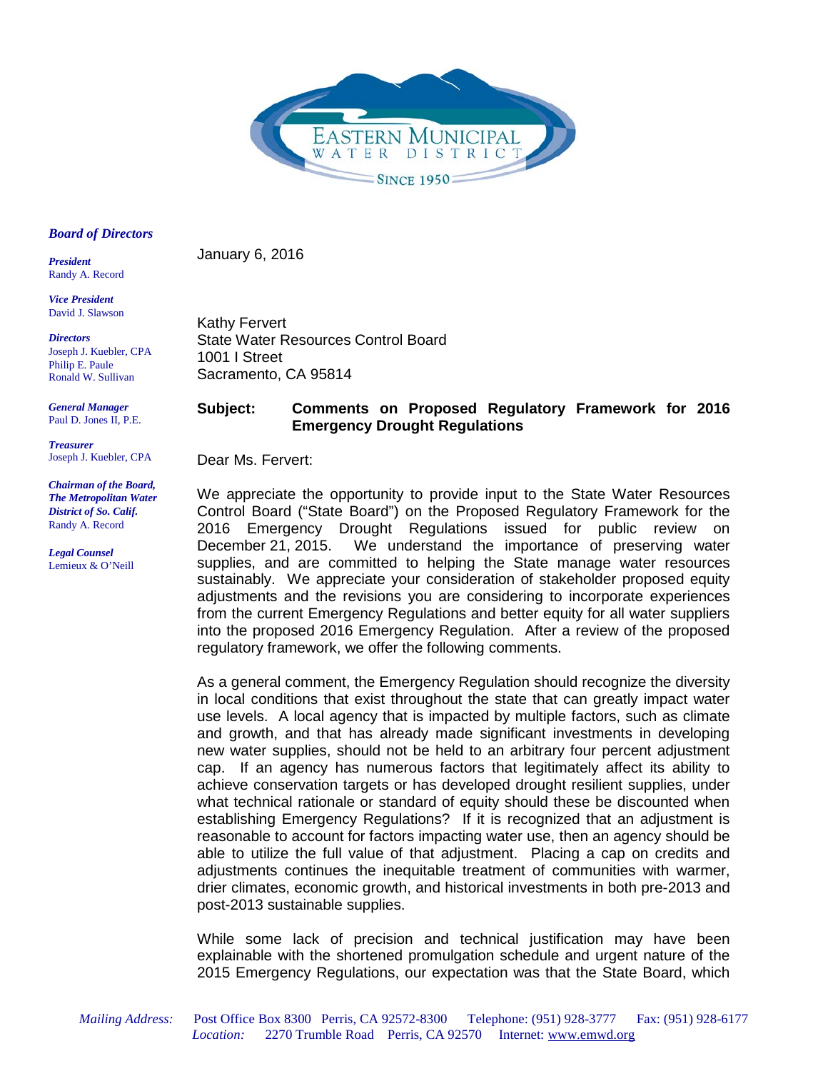EASTERN MUNICIPAL WATER DISTRICT

SINCE 1950

***Board of Directors***

***President***
Randy A. Record

***Vice President***
David J. Slawson

***Directors***
Joseph J. Kuebler, CPA
Philip E. Paule
Ronald W. Sullivan

***General Manager***
Paul D. Jones II, P.E.

***Treasurer***
Joseph J. Kuebler, CPA

***Chairman of the Board, The Metropolitan Water District of So. Calif.***
Randy A. Record

***Legal Counsel***
Lemieux & O'Neill

January 6, 2016

Kathy Fervert
State Water Resources Control Board
1001 I Street
Sacramento, CA 95814

**Subject: Comments on Proposed Regulatory Framework for 2016 Emergency Drought Regulations**

Dear Ms. Fervert:

We appreciate the opportunity to provide input to the State Water Resources Control Board ("State Board") on the Proposed Regulatory Framework for the 2016 Emergency Drought Regulations issued for public review on December 21, 2015. We understand the importance of preserving water supplies, and are committed to helping the State manage water resources sustainably. We appreciate your consideration of stakeholder proposed equity adjustments and the revisions you are considering to incorporate experiences from the current Emergency Regulations and better equity for all water suppliers into the proposed 2016 Emergency Regulation. After a review of the proposed regulatory framework, we offer the following comments.

As a general comment, the Emergency Regulation should recognize the diversity in local conditions that exist throughout the state that can greatly impact water use levels. A local agency that is impacted by multiple factors, such as climate and growth, and that has already made significant investments in developing new water supplies, should not be held to an arbitrary four percent adjustment cap. If an agency has numerous factors that legitimately affect its ability to achieve conservation targets or has developed drought resilient supplies, under what technical rationale or standard of equity should these be discounted when establishing Emergency Regulations? If it is recognized that an adjustment is reasonable to account for factors impacting water use, then an agency should be able to utilize the full value of that adjustment. Placing a cap on credits and adjustments continues the inequitable treatment of communities with warmer, drier climates, economic growth, and historical investments in both pre-2013 and post-2013 sustainable supplies.

While some lack of precision and technical justification may have been explainable with the shortened promulgation schedule and urgent nature of the 2015 Emergency Regulations, our expectation was that the State Board, which

*Mailing Address:* Post Office Box 8300 Perris, CA 92572-8300 Telephone: (951) 928-3777 Fax: (951) 928-6177
*Location:* 2270 Trumble Road Perris, CA 92570 Internet: www.emwd.org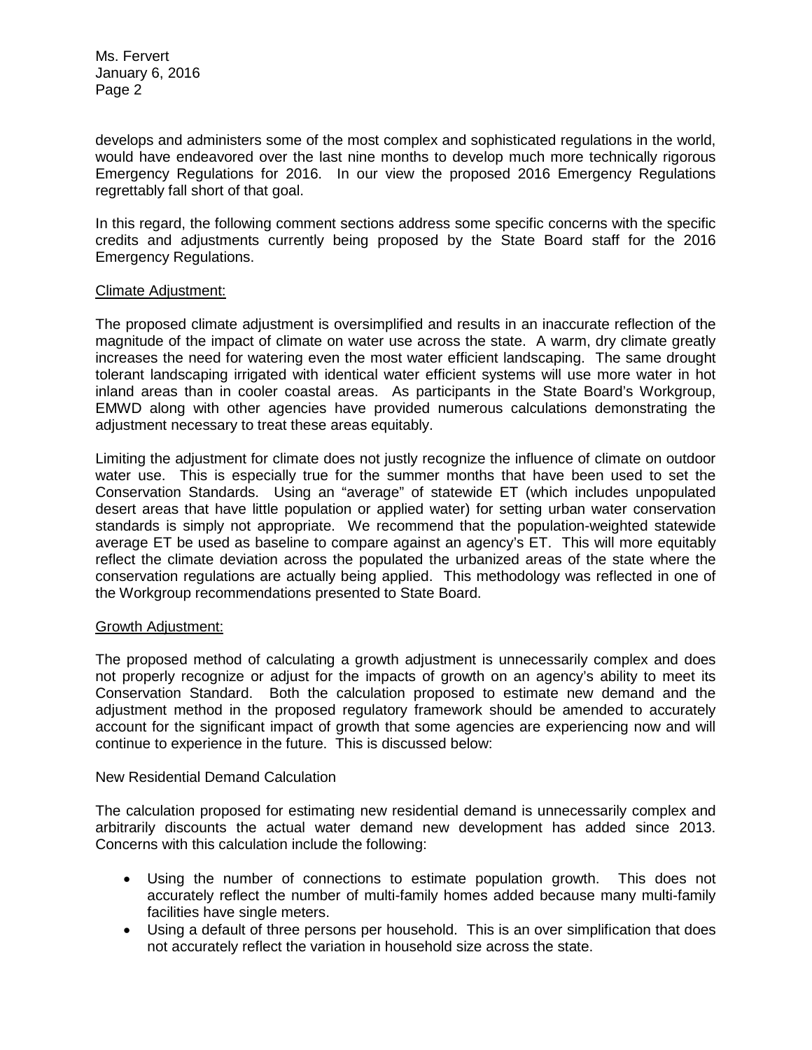develops and administers some of the most complex and sophisticated regulations in the world, would have endeavored over the last nine months to develop much more technically rigorous Emergency Regulations for 2016. In our view the proposed 2016 Emergency Regulations regrettably fall short of that goal.

In this regard, the following comment sections address some specific concerns with the specific credits and adjustments currently being proposed by the State Board staff for the 2016 Emergency Regulations.

Climate Adjustment:

The proposed climate adjustment is oversimplified and results in an inaccurate reflection of the magnitude of the impact of climate on water use across the state. A warm, dry climate greatly increases the need for watering even the most water efficient landscaping. The same drought tolerant landscaping irrigated with identical water efficient systems will use more water in hot inland areas than in cooler coastal areas. As participants in the State Board's Workgroup, EMWD along with other agencies have provided numerous calculations demonstrating the adjustment necessary to treat these areas equitably.

Limiting the adjustment for climate does not justly recognize the influence of climate on outdoor water use. This is especially true for the summer months that have been used to set the Conservation Standards. Using an "average" of statewide ET (which includes unpopulated desert areas that have little population or applied water) for setting urban water conservation standards is simply not appropriate. We recommend that the population-weighted statewide average ET be used as baseline to compare against an agency's ET. This will more equitably reflect the climate deviation across the populated the urbanized areas of the state where the conservation regulations are actually being applied. This methodology was reflected in one of the Workgroup recommendations presented to State Board.

Growth Adjustment:

The proposed method of calculating a growth adjustment is unnecessarily complex and does not properly recognize or adjust for the impacts of growth on an agency's ability to meet its Conservation Standard. Both the calculation proposed to estimate new demand and the adjustment method in the proposed regulatory framework should be amended to accurately account for the significant impact of growth that some agencies are experiencing now and will continue to experience in the future. This is discussed below:

New Residential Demand Calculation

The calculation proposed for estimating new residential demand is unnecessarily complex and arbitrarily discounts the actual water demand new development has added since 2013. Concerns with this calculation include the following:

- Using the number of connections to estimate population growth. This does not accurately reflect the number of multi-family homes added because many multi-family facilities have single meters.
- Using a default of three persons per household. This is an over simplification that does not accurately reflect the variation in household size across the state.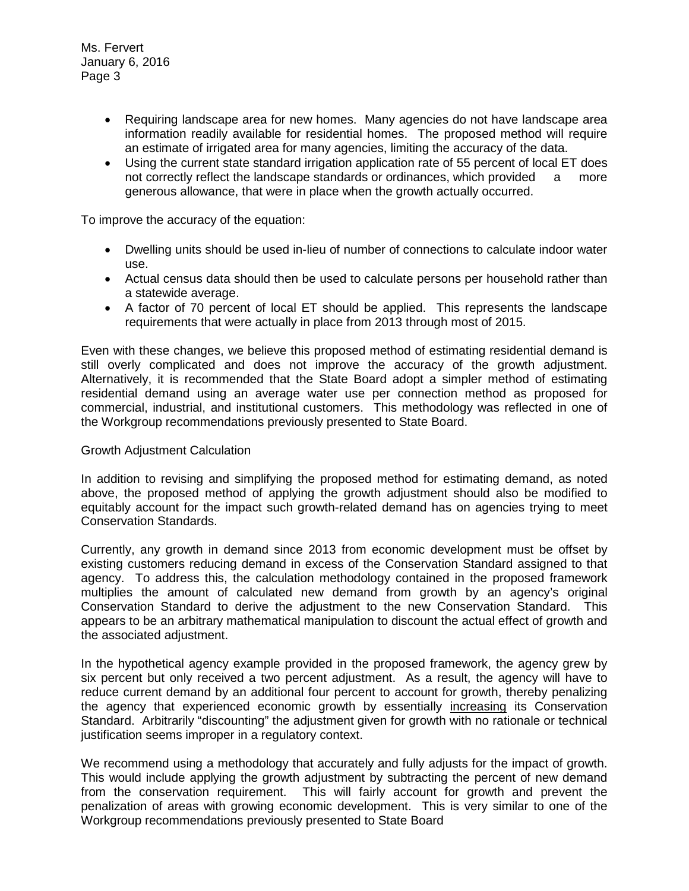- Requiring landscape area for new homes. Many agencies do not have landscape area information readily available for residential homes. The proposed method will require an estimate of irrigated area for many agencies, limiting the accuracy of the data.
- Using the current state standard irrigation application rate of 55 percent of local ET does not correctly reflect the landscape standards or ordinances, which provided a more generous allowance, that were in place when the growth actually occurred.

To improve the accuracy of the equation:

- Dwelling units should be used in-lieu of number of connections to calculate indoor water use.
- Actual census data should then be used to calculate persons per household rather than a statewide average.
- A factor of 70 percent of local ET should be applied. This represents the landscape requirements that were actually in place from 2013 through most of 2015.

Even with these changes, we believe this proposed method of estimating residential demand is still overly complicated and does not improve the accuracy of the growth adjustment. Alternatively, it is recommended that the State Board adopt a simpler method of estimating residential demand using an average water use per connection method as proposed for commercial, industrial, and institutional customers. This methodology was reflected in one of the Workgroup recommendations previously presented to State Board.

Growth Adjustment Calculation

In addition to revising and simplifying the proposed method for estimating demand, as noted above, the proposed method of applying the growth adjustment should also be modified to equitably account for the impact such growth-related demand has on agencies trying to meet Conservation Standards.

Currently, any growth in demand since 2013 from economic development must be offset by existing customers reducing demand in excess of the Conservation Standard assigned to that agency. To address this, the calculation methodology contained in the proposed framework multiplies the amount of calculated new demand from growth by an agency's original Conservation Standard to derive the adjustment to the new Conservation Standard. This appears to be an arbitrary mathematical manipulation to discount the actual effect of growth and the associated adjustment.

In the hypothetical agency example provided in the proposed framework, the agency grew by six percent but only received a two percent adjustment. As a result, the agency will have to reduce current demand by an additional four percent to account for growth, thereby penalizing the agency that experienced economic growth by essentially <u>increasing</u> its Conservation Standard. Arbitrarily "discounting" the adjustment given for growth with no rationale or technical justification seems improper in a regulatory context.

We recommend using a methodology that accurately and fully adjusts for the impact of growth. This would include applying the growth adjustment by subtracting the percent of new demand from the conservation requirement. This will fairly account for growth and prevent the penalization of areas with growing economic development. This is very similar to one of the Workgroup recommendations previously presented to State Board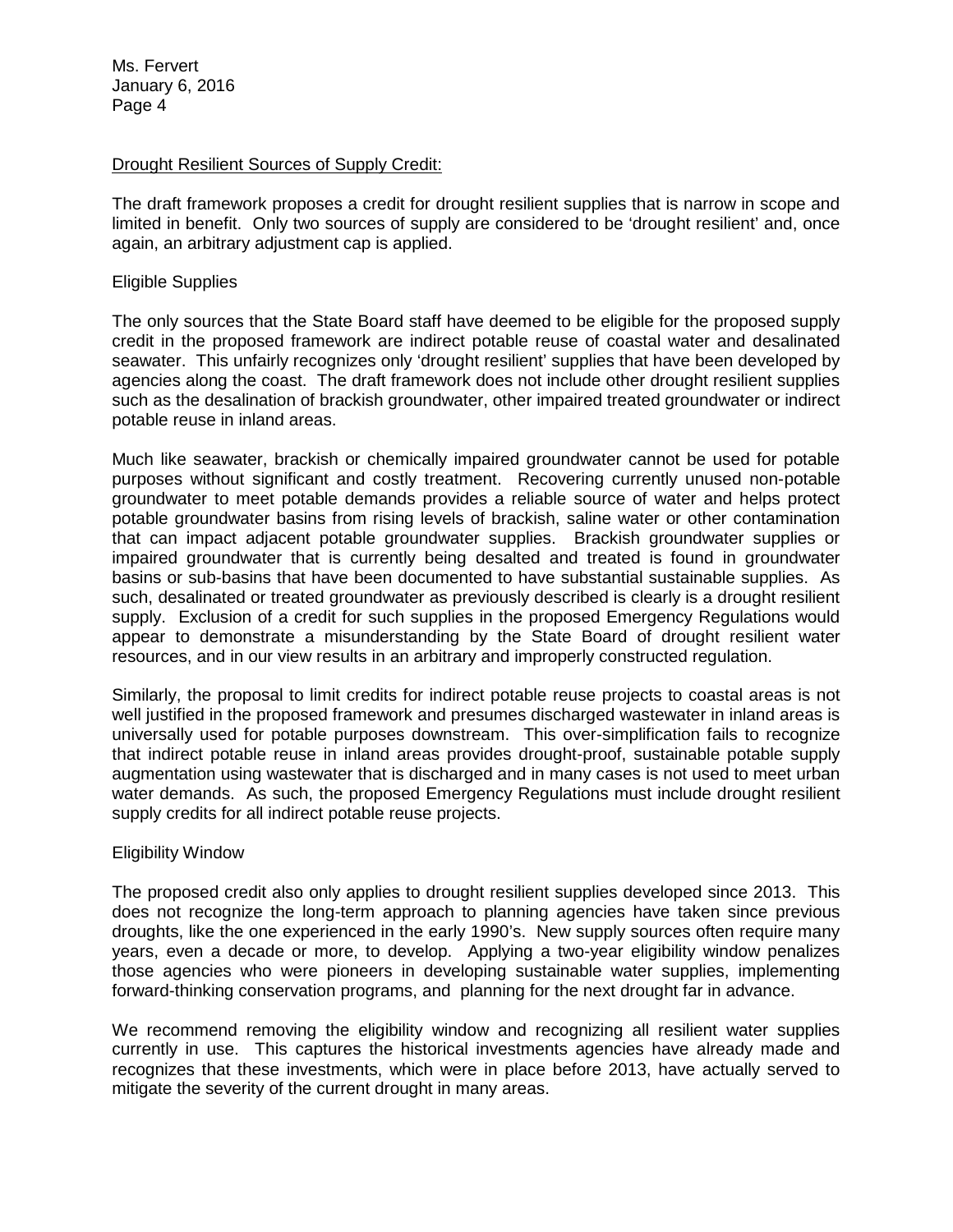Drought Resilient Sources of Supply Credit:

The draft framework proposes a credit for drought resilient supplies that is narrow in scope and limited in benefit. Only two sources of supply are considered to be 'drought resilient' and, once again, an arbitrary adjustment cap is applied.

Eligible Supplies

The only sources that the State Board staff have deemed to be eligible for the proposed supply credit in the proposed framework are indirect potable reuse of coastal water and desalinated seawater. This unfairly recognizes only 'drought resilient' supplies that have been developed by agencies along the coast. The draft framework does not include other drought resilient supplies such as the desalination of brackish groundwater, other impaired treated groundwater or indirect potable reuse in inland areas.

Much like seawater, brackish or chemically impaired groundwater cannot be used for potable purposes without significant and costly treatment. Recovering currently unused non-potable groundwater to meet potable demands provides a reliable source of water and helps protect potable groundwater basins from rising levels of brackish, saline water or other contamination that can impact adjacent potable groundwater supplies. Brackish groundwater supplies or impaired groundwater that is currently being desalted and treated is found in groundwater basins or sub-basins that have been documented to have substantial sustainable supplies. As such, desalinated or treated groundwater as previously described is clearly is a drought resilient supply. Exclusion of a credit for such supplies in the proposed Emergency Regulations would appear to demonstrate a misunderstanding by the State Board of drought resilient water resources, and in our view results in an arbitrary and improperly constructed regulation.

Similarly, the proposal to limit credits for indirect potable reuse projects to coastal areas is not well justified in the proposed framework and presumes discharged wastewater in inland areas is universally used for potable purposes downstream. This over-simplification fails to recognize that indirect potable reuse in inland areas provides drought-proof, sustainable potable supply augmentation using wastewater that is discharged and in many cases is not used to meet urban water demands. As such, the proposed Emergency Regulations must include drought resilient supply credits for all indirect potable reuse projects.

Eligibility Window

The proposed credit also only applies to drought resilient supplies developed since 2013. This does not recognize the long-term approach to planning agencies have taken since previous droughts, like the one experienced in the early 1990's. New supply sources often require many years, even a decade or more, to develop. Applying a two-year eligibility window penalizes those agencies who were pioneers in developing sustainable water supplies, implementing forward-thinking conservation programs, and planning for the next drought far in advance.

We recommend removing the eligibility window and recognizing all resilient water supplies currently in use. This captures the historical investments agencies have already made and recognizes that these investments, which were in place before 2013, have actually served to mitigate the severity of the current drought in many areas.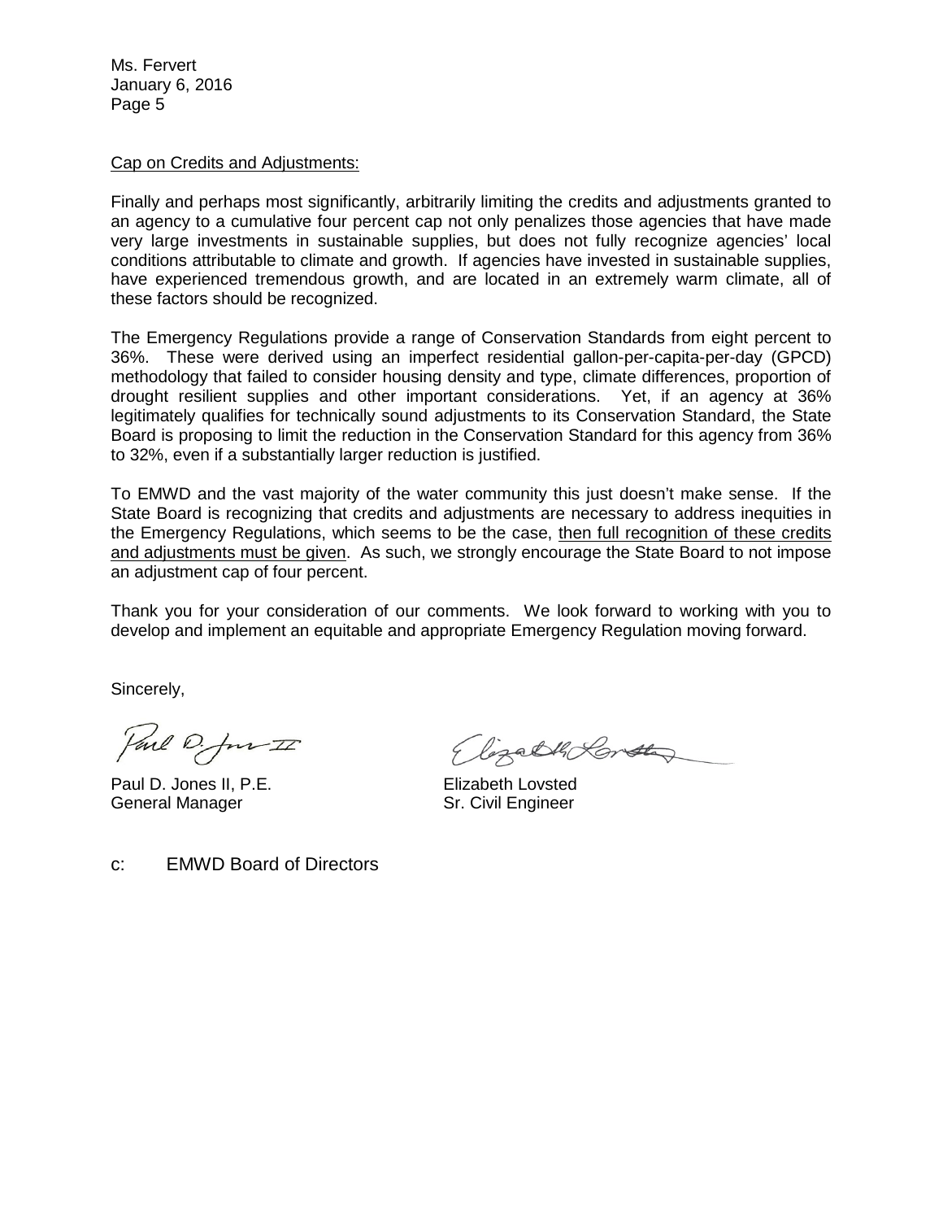Cap on Credits and Adjustments:

Finally and perhaps most significantly, arbitrarily limiting the credits and adjustments granted to an agency to a cumulative four percent cap not only penalizes those agencies that have made very large investments in sustainable supplies, but does not fully recognize agencies' local conditions attributable to climate and growth. If agencies have invested in sustainable supplies, have experienced tremendous growth, and are located in an extremely warm climate, all of these factors should be recognized.

The Emergency Regulations provide a range of Conservation Standards from eight percent to 36%. These were derived using an imperfect residential gallon-per-capita-per-day (GPCD) methodology that failed to consider housing density and type, climate differences, proportion of drought resilient supplies and other important considerations. Yet, if an agency at 36% legitimately qualifies for technically sound adjustments to its Conservation Standard, the State Board is proposing to limit the reduction in the Conservation Standard for this agency from 36% to 32%, even if a substantially larger reduction is justified.

To EMWD and the vast majority of the water community this just doesn't make sense. If the State Board is recognizing that credits and adjustments are necessary to address inequities in the Emergency Regulations, which seems to be the case, then full recognition of these credits and adjustments must be given. As such, we strongly encourage the State Board to not impose an adjustment cap of four percent.

Thank you for your consideration of our comments. We look forward to working with you to develop and implement an equitable and appropriate Emergency Regulation moving forward.

Sincerely,

Paul D. Jones II, P.E.
General Manager

Elizabeth Lovsted
Sr. Civil Engineer

c: EMWD Board of Directors